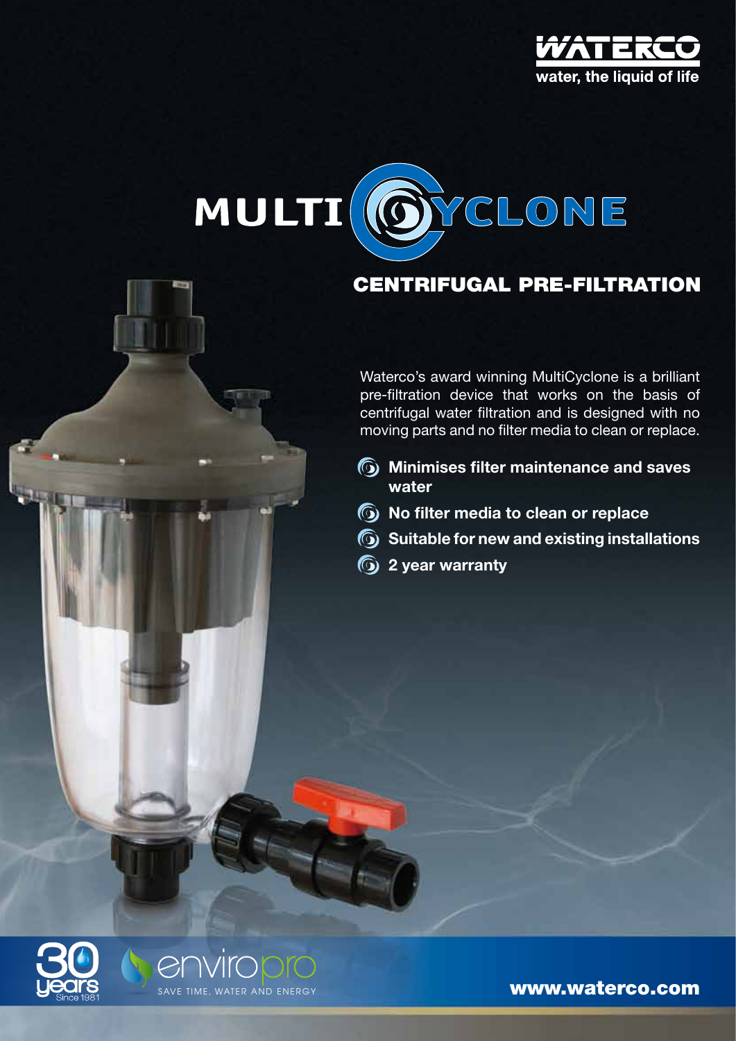WATERCO

water, the liquid of life

# MULTICYCLONE

## CENTRIFUGAL PRE-FILTRATION

Waterco's award winning MultiCyclone is a brilliant pre-filtration device that works on the basis of centrifugal water filtration and is designed with no moving parts and no filter media to clean or replace.

- **Minimises filter maintenance and saves water**
- **No filter media to clean or replace**
- **Suitable for new and existing installations**
- **2 year warranty**

30 years Since 1981

enviropro SAVE TIME, WATER AND ENERGY

**www.waterco.com**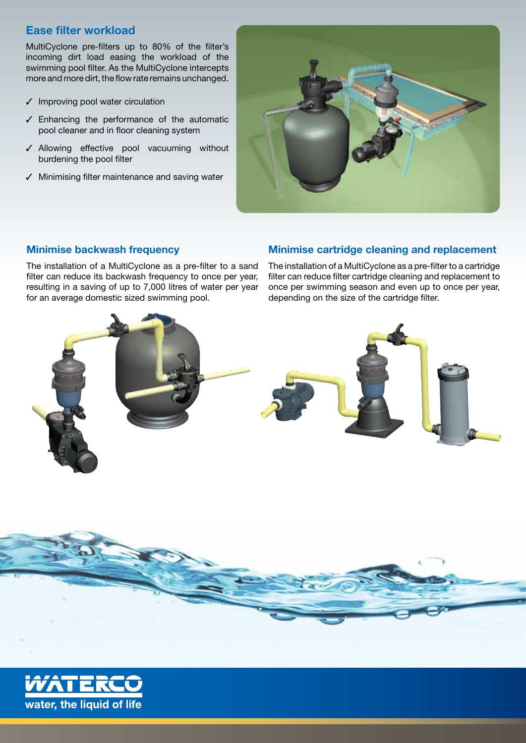## Ease filter workload

MultiCyclone pre-filters up to 80% of the filter's incoming dirt load easing the workload of the swimming pool filter. As the MultiCyclone intercepts more and more dirt, the flow rate remains unchanged.

- ✓ Improving pool water circulation
- ✓ Enhancing the performance of the automatic pool cleaner and in floor cleaning system
- ✓ Allowing effective pool vacuuming without burdening the pool filter
- ✓ Minimising filter maintenance and saving water

## Minimise backwash frequency

The installation of a MultiCyclone as a pre-filter to a sand filter can reduce its backwash frequency to once per year, resulting in a saving of up to 7,000 litres of water per year for an average domestic sized swimming pool.

## Minimise cartridge cleaning and replacement

The installation of a MultiCyclone as a pre-filter to a cartridge filter can reduce filter cartridge cleaning and replacement to once per swimming season and even up to once per year, depending on the size of the cartridge filter.

WATERCO

water, the liquid of life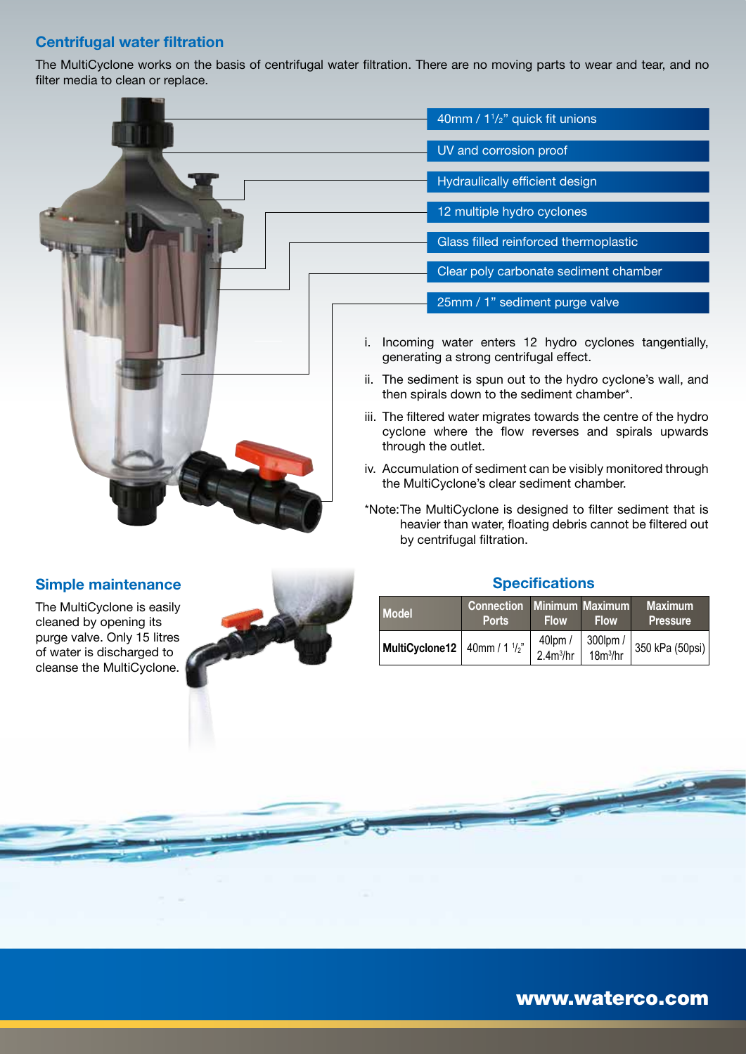## Centrifugal water filtration

The MultiCyclone works on the basis of centrifugal water filtration. There are no moving parts to wear and tear, and no filter media to clean or replace.

- 40mm / 1½" quick fit unions
- UV and corrosion proof
- Hydraulically efficient design
- 12 multiple hydro cyclones
- Glass filled reinforced thermoplastic
- Clear poly carbonate sediment chamber
- 25mm / 1" sediment purge valve

i. Incoming water enters 12 hydro cyclones tangentially, generating a strong centrifugal effect.

ii. The sediment is spun out to the hydro cyclone's wall, and then spirals down to the sediment chamber*.

iii. The filtered water migrates towards the centre of the hydro cyclone where the flow reverses and spirals upwards through the outlet.

iv. Accumulation of sediment can be visibly monitored through the MultiCyclone's clear sediment chamber.

*Note: The MultiCyclone is designed to filter sediment that is heavier than water, floating debris cannot be filtered out by centrifugal filtration.

## Simple maintenance

The MultiCyclone is easily cleaned by opening its purge valve. Only 15 litres of water is discharged to cleanse the MultiCyclone.

## Specifications

| Model | Connection Ports | Minimum Flow | Maximum Flow | Maximum Pressure |
|---|---|---|---|---|
| MultiCyclone12 | 40mm / 1 ½" | 40lpm / 2.4m$^3$/hr | 300lpm / 18m$^3$/hr | 350 kPa (50psi) |

www.waterco.com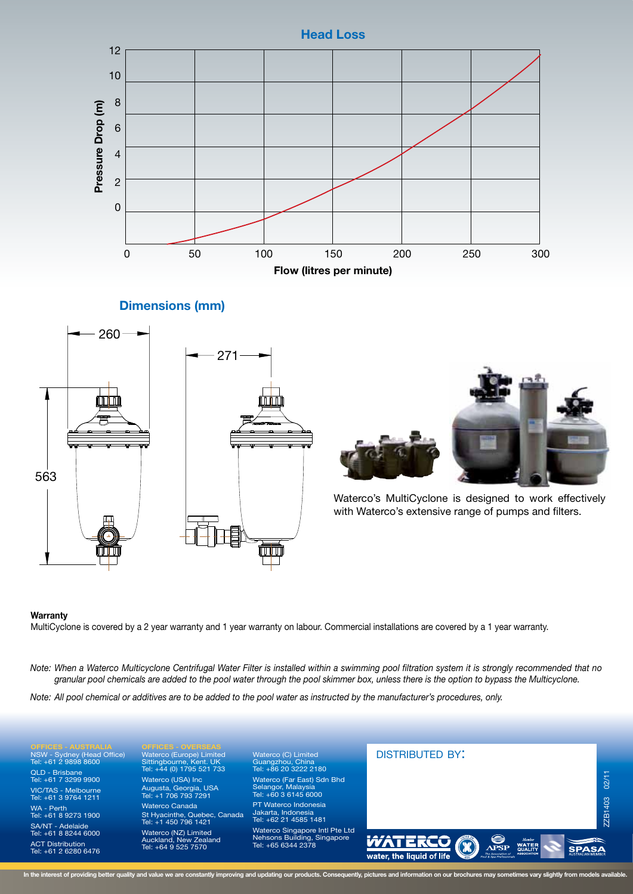## Head Loss

Pressure Drop (m)

12
10
8
6
4
2
0

0 50 100 150 200 250 300

Flow (litres per minute)

## Dimensions (mm)

260

271

563

Waterco's MultiCyclone is designed to work effectively with Waterco's extensive range of pumps and filters.

**Warranty**

MultiCyclone is covered by a 2 year warranty and 1 year warranty on labour. Commercial installations are covered by a 1 year warranty.

*Note: When a Waterco Multicyclone Centrifugal Water Filter is installed within a swimming pool filtration system it is strongly recommended that no granular pool chemicals are added to the pool water through the pool skimmer box, unless there is the option to bypass the Multicyclone.*

*Note: All pool chemical or additives are to be added to the pool water as instructed by the manufacturer's procedures, only.*

**OFFICES - AUSTRALIA**

NSW - Sydney (Head Office)
Tel: +61 2 9898 8600

QLD - Brisbane
Tel: +61 7 3299 9900

VIC/TAS - Melbourne
Tel: +61 3 9764 1211

WA - Perth
Tel: +61 8 9273 1900

SA/NT - Adelaide
Tel: +61 8 8244 6000

ACT Distribution
Tel: +61 2 6280 6476

**OFFICES - OVERSEAS**

Waterco (Europe) Limited
Sittingbourne, Kent. UK
Tel: +44 (0) 1795 521 733

Waterco (USA) Inc
Augusta, Georgia, USA
Tel: +1 706 793 7291

Waterco Canada
St Hyacinthe, Quebec, Canada
Tel: +1 450 796 1421

Waterco (NZ) Limited
Auckland, New Zealand
Tel: +64 9 525 7570

Waterco (C) Limited
Guangzhou, China
Tel: +86 20 3222 2180

Waterco (Far East) Sdn Bhd
Selangor, Malaysia
Tel: +60 3 6145 6000

PT Waterco Indonesia
Jakarta, Indonesia
Tel: +62 21 4585 1481

Waterco Singapore Intl Pte Ltd
Nehsons Building, Singapore
Tel: +65 6344 2378

DISTRIBUTED BY:

WATERCO water, the liquid of life

ZZB1403 02/11

In the interest of providing better quality and value we are constantly improving and updating our products. Consequently, pictures and information on our brochures may sometimes vary slightly from models available.